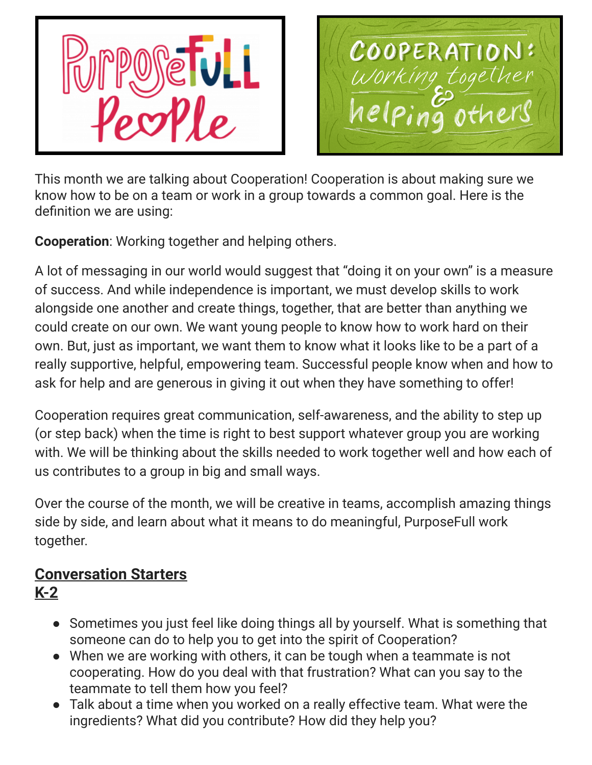This month we are talking about Cooperation! Cooperation is about making sure we know how to be on a team or work in a group towards a common goal. Here is the definition we are using:

**Cooperation**: Working together and helping others.

A lot of messaging in our world would suggest that "doing it on your own" is a measure of success. And while independence is important, we must develop skills to work alongside one another and create things, together, that are better than anything we could create on our own. We want young people to know how to work hard on their own. But, just as important, we want them to know what it looks like to be a part of a really supportive, helpful, empowering team. Successful people know when and how to ask for help and are generous in giving it out when they have something to offer!

Cooperation requires great communication, self-awareness, and the ability to step up (or step back) when the time is right to best support whatever group you are working with. We will be thinking about the skills needed to work together well and how each of us contributes to a group in big and small ways.

Over the course of the month, we will be creative in teams, accomplish amazing things side by side, and learn about what it means to do meaningful, PurposeFull work together.

## Conversation Starters

### K-2

- Sometimes you just feel like doing things all by yourself. What is something that someone can do to help you to get into the spirit of Cooperation?
- When we are working with others, it can be tough when a teammate is not cooperating. How do you deal with that frustration? What can you say to the teammate to tell them how you feel?
- Talk about a time when you worked on a really effective team. What were the ingredients? What did you contribute? How did they help you?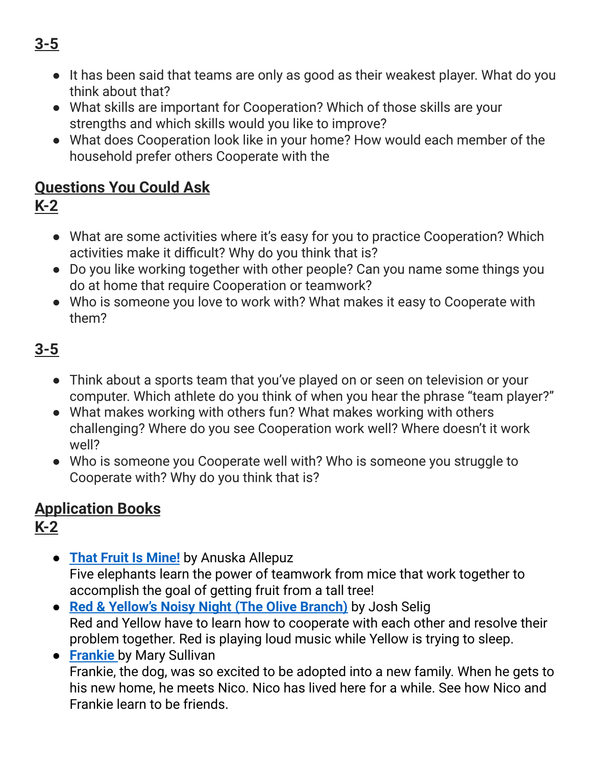## 3-5

- It has been said that teams are only as good as their weakest player. What do you think about that?
- What skills are important for Cooperation? Which of those skills are your strengths and which skills would you like to improve?
- What does Cooperation look like in your home? How would each member of the household prefer others Cooperate with the

## Questions You Could Ask

## K-2

- What are some activities where it's easy for you to practice Cooperation? Which activities make it difficult? Why do you think that is?
- Do you like working together with other people? Can you name some things you do at home that require Cooperation or teamwork?
- Who is someone you love to work with? What makes it easy to Cooperate with them?

## 3-5

- Think about a sports team that you've played on or seen on television or your computer. Which athlete do you think of when you hear the phrase "team player?"
- What makes working with others fun? What makes working with others challenging? Where do you see Cooperation work well? Where doesn't it work well?
- Who is someone you Cooperate well with? Who is someone you struggle to Cooperate with? Why do you think that is?

## Application Books

## K-2

- **That Fruit Is Mine!** by Anuska Allepuz
  Five elephants learn the power of teamwork from mice that work together to accomplish the goal of getting fruit from a tall tree!
- **Red & Yellow's Noisy Night (The Olive Branch)** by Josh Selig
  Red and Yellow have to learn how to cooperate with each other and resolve their problem together. Red is playing loud music while Yellow is trying to sleep.
- **Frankie** by Mary Sullivan
  Frankie, the dog, was so excited to be adopted into a new family. When he gets to his new home, he meets Nico. Nico has lived here for a while. See how Nico and Frankie learn to be friends.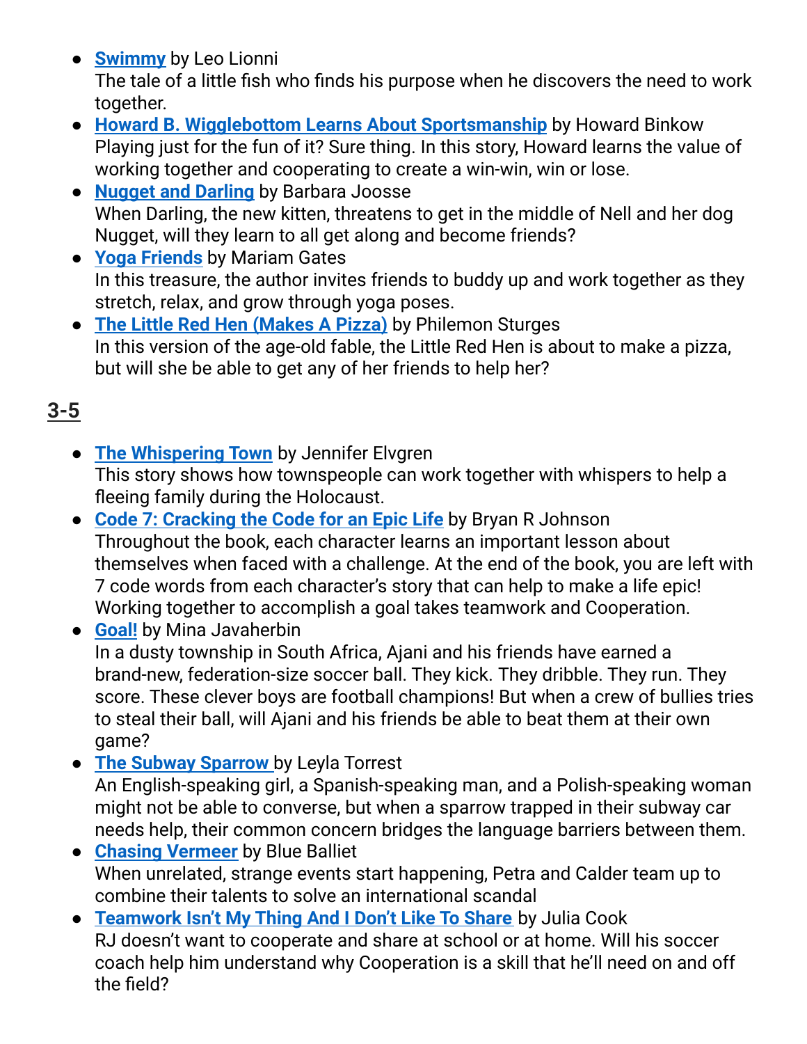- **Swimmy** by Leo Lionni
  The tale of a little fish who finds his purpose when he discovers the need to work together.
- **Howard B. Wigglebottom Learns About Sportsmanship** by Howard Binkow
  Playing just for the fun of it? Sure thing. In this story, Howard learns the value of working together and cooperating to create a win-win, win or lose.
- **Nugget and Darling** by Barbara Joosse
  When Darling, the new kitten, threatens to get in the middle of Nell and her dog Nugget, will they learn to all get along and become friends?
- **Yoga Friends** by Mariam Gates
  In this treasure, the author invites friends to buddy up and work together as they stretch, relax, and grow through yoga poses.
- **The Little Red Hen (Makes A Pizza)** by Philemon Sturges
  In this version of the age-old fable, the Little Red Hen is about to make a pizza, but will she be able to get any of her friends to help her?

## 3-5

- **The Whispering Town** by Jennifer Elvgren
  This story shows how townspeople can work together with whispers to help a fleeing family during the Holocaust.
- **Code 7: Cracking the Code for an Epic Life** by Bryan R Johnson
  Throughout the book, each character learns an important lesson about themselves when faced with a challenge. At the end of the book, you are left with 7 code words from each character's story that can help to make a life epic! Working together to accomplish a goal takes teamwork and Cooperation.
- **Goal!** by Mina Javaherbin
  In a dusty township in South Africa, Ajani and his friends have earned a brand-new, federation-size soccer ball. They kick. They dribble. They run. They score. These clever boys are football champions! But when a crew of bullies tries to steal their ball, will Ajani and his friends be able to beat them at their own game?
- **The Subway Sparrow** by Leyla Torrest
  An English-speaking girl, a Spanish-speaking man, and a Polish-speaking woman might not be able to converse, but when a sparrow trapped in their subway car needs help, their common concern bridges the language barriers between them.
- **Chasing Vermeer** by Blue Balliet
  When unrelated, strange events start happening, Petra and Calder team up to combine their talents to solve an international scandal
- **Teamwork Isn't My Thing And I Don't Like To Share** by Julia Cook
  RJ doesn't want to cooperate and share at school or at home. Will his soccer coach help him understand why Cooperation is a skill that he'll need on and off the field?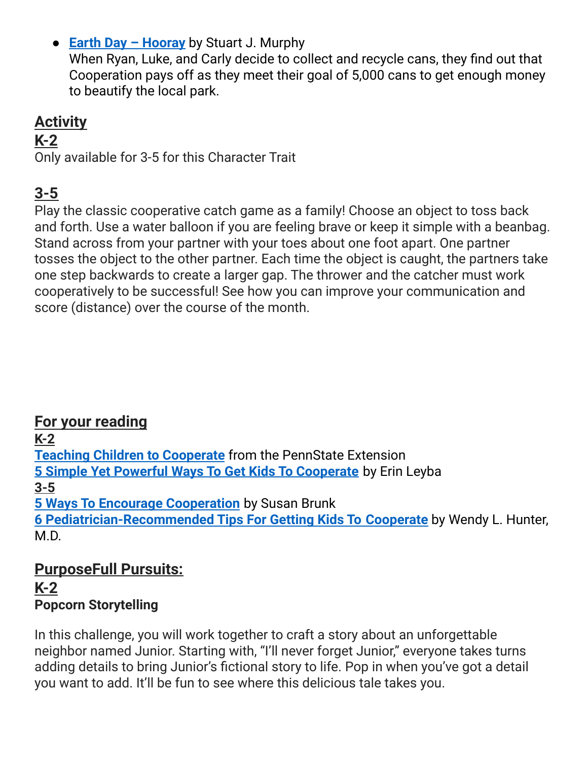- **Earth Day – Hooray** by Stuart J. Murphy
  When Ryan, Luke, and Carly decide to collect and recycle cans, they find out that Cooperation pays off as they meet their goal of 5,000 cans to get enough money to beautify the local park.

## Activity

### K-2

Only available for 3-5 for this Character Trait

### 3-5

Play the classic cooperative catch game as a family! Choose an object to toss back and forth. Use a water balloon if you are feeling brave or keep it simple with a beanbag. Stand across from your partner with your toes about one foot apart. One partner tosses the object to the other partner. Each time the object is caught, the partners take one step backwards to create a larger gap. The thrower and the catcher must work cooperatively to be successful! See how you can improve your communication and score (distance) over the course of the month.

## For your reading

### K-2

**Teaching Children to Cooperate** from the PennState Extension
**5 Simple Yet Powerful Ways To Get Kids To Cooperate** by Erin Leyba

### 3-5

**5 Ways To Encourage Cooperation** by Susan Brunk
**6 Pediatrician-Recommended Tips For Getting Kids To Cooperate** by Wendy L. Hunter, M.D.

## PurposeFull Pursuits:

### K-2

**Popcorn Storytelling**

In this challenge, you will work together to craft a story about an unforgettable neighbor named Junior. Starting with, “I’ll never forget Junior,” everyone takes turns adding details to bring Junior’s fictional story to life. Pop in when you’ve got a detail you want to add. It’ll be fun to see where this delicious tale takes you.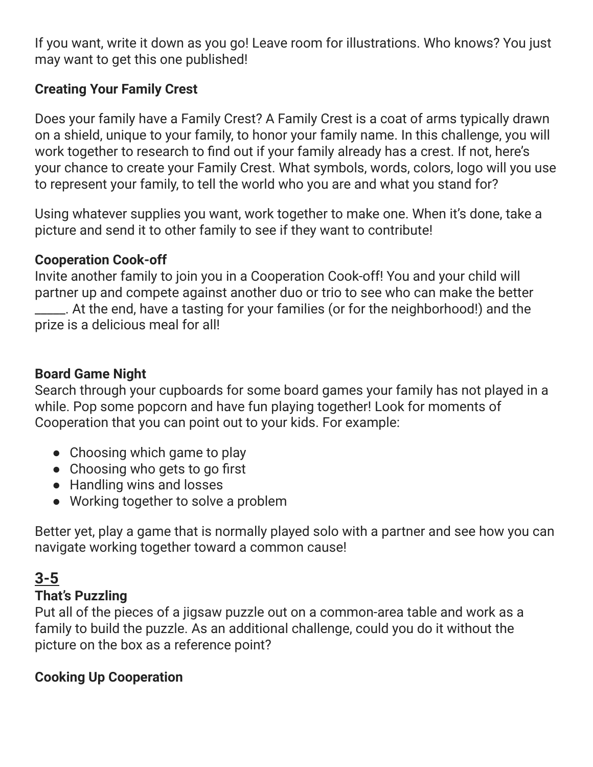If you want, write it down as you go! Leave room for illustrations. Who knows? You just may want to get this one published!

**Creating Your Family Crest**

Does your family have a Family Crest? A Family Crest is a coat of arms typically drawn on a shield, unique to your family, to honor your family name. In this challenge, you will work together to research to find out if your family already has a crest. If not, here's your chance to create your Family Crest. What symbols, words, colors, logo will you use to represent your family, to tell the world who you are and what you stand for?

Using whatever supplies you want, work together to make one. When it's done, take a picture and send it to other family to see if they want to contribute!

**Cooperation Cook-off**

Invite another family to join you in a Cooperation Cook-off! You and your child will partner up and compete against another duo or trio to see who can make the better _____. At the end, have a tasting for your families (or for the neighborhood!) and the prize is a delicious meal for all!

**Board Game Night**

Search through your cupboards for some board games your family has not played in a while. Pop some popcorn and have fun playing together! Look for moments of Cooperation that you can point out to your kids. For example:

- Choosing which game to play
- Choosing who gets to go first
- Handling wins and losses
- Working together to solve a problem

Better yet, play a game that is normally played solo with a partner and see how you can navigate working together toward a common cause!

## 3-5

**That's Puzzling**

Put all of the pieces of a jigsaw puzzle out on a common-area table and work as a family to build the puzzle. As an additional challenge, could you do it without the picture on the box as a reference point?

**Cooking Up Cooperation**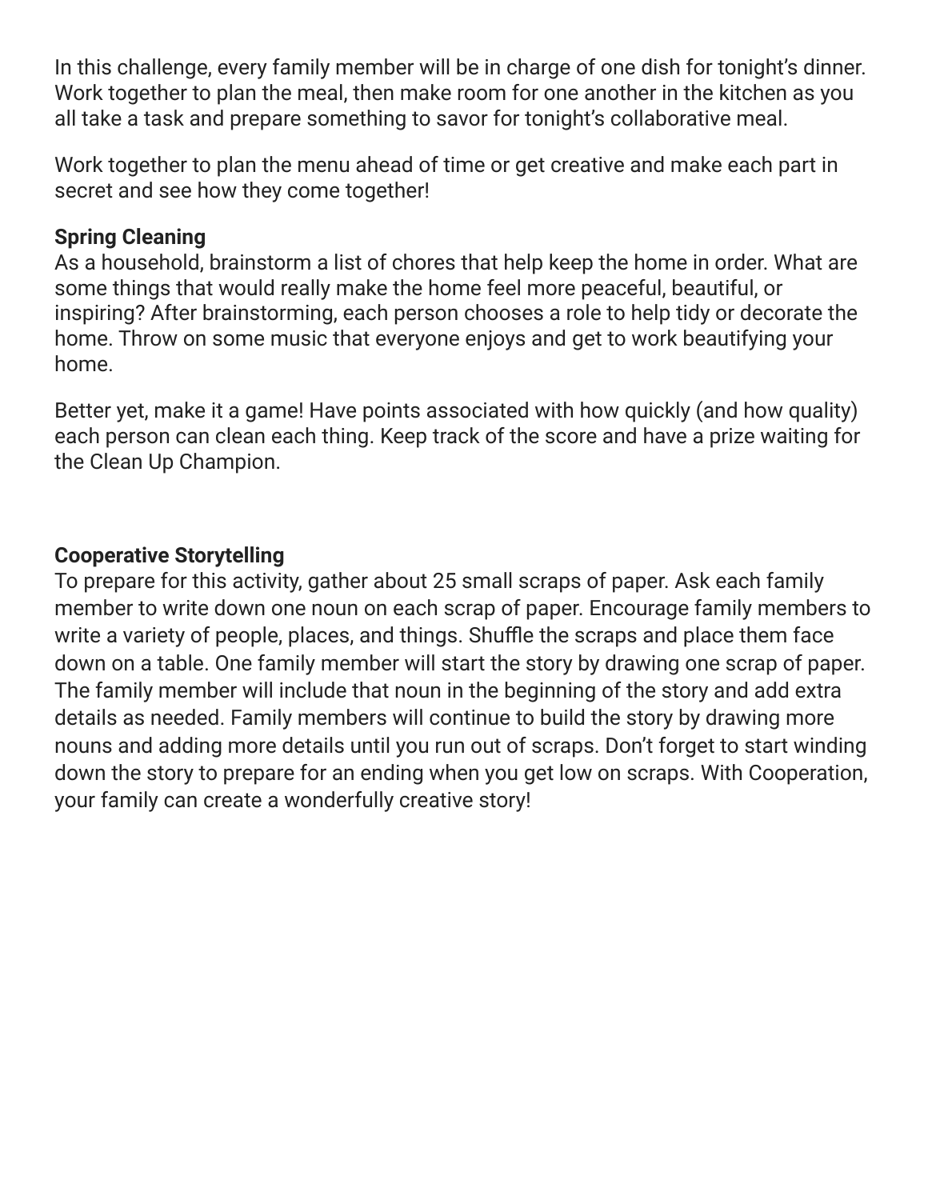In this challenge, every family member will be in charge of one dish for tonight's dinner. Work together to plan the meal, then make room for one another in the kitchen as you all take a task and prepare something to savor for tonight's collaborative meal.

Work together to plan the menu ahead of time or get creative and make each part in secret and see how they come together!

**Spring Cleaning**
As a household, brainstorm a list of chores that help keep the home in order. What are some things that would really make the home feel more peaceful, beautiful, or inspiring? After brainstorming, each person chooses a role to help tidy or decorate the home. Throw on some music that everyone enjoys and get to work beautifying your home.

Better yet, make it a game! Have points associated with how quickly (and how quality) each person can clean each thing. Keep track of the score and have a prize waiting for the Clean Up Champion.

**Cooperative Storytelling**
To prepare for this activity, gather about 25 small scraps of paper. Ask each family member to write down one noun on each scrap of paper. Encourage family members to write a variety of people, places, and things. Shuffle the scraps and place them face down on a table. One family member will start the story by drawing one scrap of paper. The family member will include that noun in the beginning of the story and add extra details as needed. Family members will continue to build the story by drawing more nouns and adding more details until you run out of scraps. Don't forget to start winding down the story to prepare for an ending when you get low on scraps. With Cooperation, your family can create a wonderfully creative story!